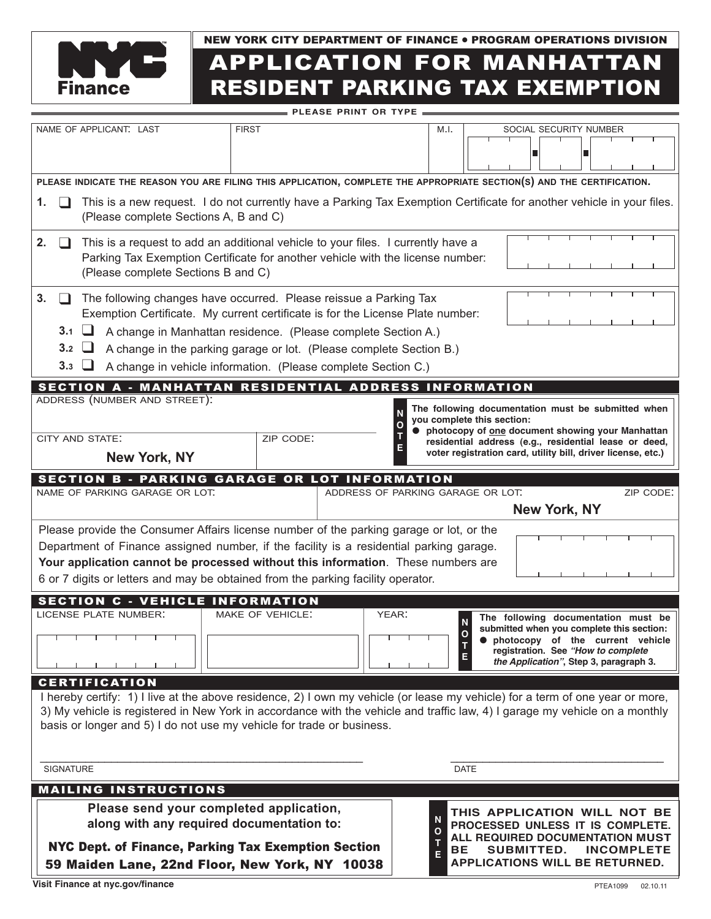NEW YORK CITY DEPARTMENT OF FINANCE • PROGRAM OPERATIONS DIVISION

# APPLICATION FOR MANHATTAN RESIDENT PARKING TAX EXEMPTION

**PLEASE PRINT OR TYPE**

| NAME OF APPLICANT: LAST | FIRST | M.I. | SOCIAL SECURITY NUMBER |
|---|---|---|---|
| | | | |

**PLEASE INDICATE THE REASON YOU ARE FILING THIS APPLICATION, COMPLETE THE APPROPRIATE SECTION(S) AND THE CERTIFICATION.**

1. ☐ This is a new request. I do not currently have a Parking Tax Exemption Certificate for another vehicle in your files. (Please complete Sections A, B and C)

2. ☐ This is a request to add an additional vehicle to your files. I currently have a Parking Tax Exemption Certificate for another vehicle with the license number: (Please complete Sections B and C)

3. ☐ The following changes have occurred. Please reissue a Parking Tax Exemption Certificate. My current certificate is for the License Plate number:
   - 3.1 ☐ A change in Manhattan residence. (Please complete Section A.)
   - 3.2 ☐ A change in the parking garage or lot. (Please complete Section B.)
   - 3.3 ☐ A change in vehicle information. (Please complete Section C.)

## SECTION A - MANHATTAN RESIDENTIAL ADDRESS INFORMATION

| ADDRESS (NUMBER AND STREET): | |
|---|---|
| CITY AND STATE: **New York, NY** | ZIP CODE: |

**NOTE: The following documentation must be submitted when you complete this section:**
- **photocopy of one document showing your Manhattan residential address (e.g., residential lease or deed, voter registration card, utility bill, driver license, etc.)**

## SECTION B - PARKING GARAGE OR LOT INFORMATION

| NAME OF PARKING GARAGE OR LOT: | ADDRESS OF PARKING GARAGE OR LOT: **New York, NY** | ZIP CODE: |
|---|---|---|
| | | |

Please provide the Consumer Affairs license number of the parking garage or lot, or the Department of Finance assigned number, if the facility is a residential parking garage. **Your application cannot be processed without this information**. These numbers are 6 or 7 digits or letters and may be obtained from the parking facility operator.

## SECTION C - VEHICLE INFORMATION

| LICENSE PLATE NUMBER: | MAKE OF VEHICLE: | YEAR: |
|---|---|---|
| | | |

**NOTE: The following documentation must be submitted when you complete this section:**
- **photocopy of the current vehicle registration. See *"How to complete the Application"*, Step 3, paragraph 3.**

## CERTIFICATION

I hereby certify: 1) I live at the above residence, 2) I own my vehicle (or lease my vehicle) for a term of one year or more, 3) My vehicle is registered in New York in accordance with the vehicle and traffic law, 4) I garage my vehicle on a monthly basis or longer and 5) I do not use my vehicle for trade or business.

SIGNATURE _______________________ DATE _______________________

## MAILING INSTRUCTIONS

**Please send your completed application, along with any required documentation to:**

**NYC Dept. of Finance, Parking Tax Exemption Section**
**59 Maiden Lane, 22nd Floor, New York, NY 10038**

**NOTE: THIS APPLICATION WILL NOT BE PROCESSED UNLESS IT IS COMPLETE. ALL REQUIRED DOCUMENTATION MUST BE SUBMITTED. INCOMPLETE APPLICATIONS WILL BE RETURNED.**

**Visit Finance at nyc.gov/finance**

PTEA1099 02.10.11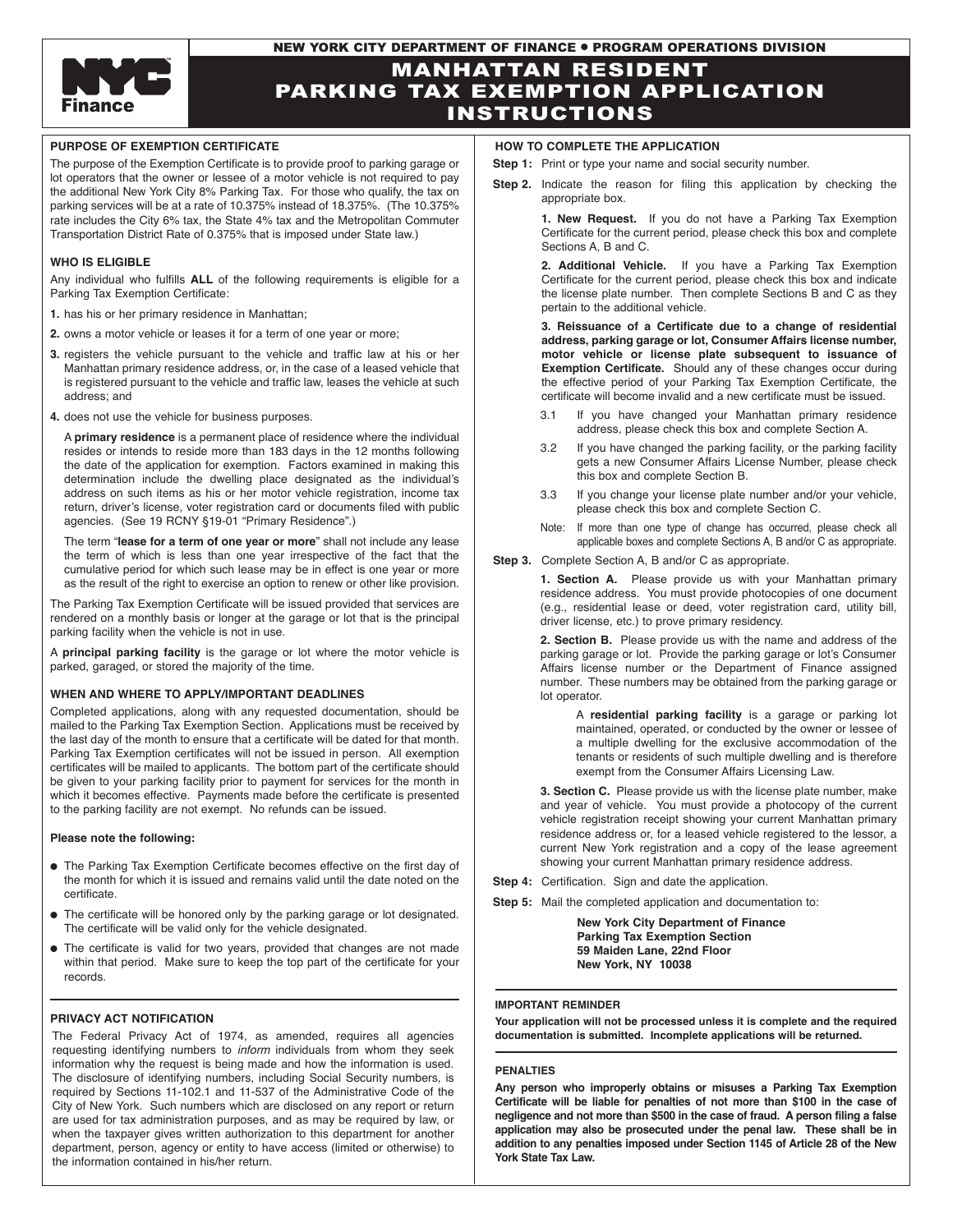NEW YORK CITY DEPARTMENT OF FINANCE • PROGRAM OPERATIONS DIVISION

# MANHATTAN RESIDENT PARKING TAX EXEMPTION APPLICATION INSTRUCTIONS

### PURPOSE OF EXEMPTION CERTIFICATE

The purpose of the Exemption Certificate is to provide proof to parking garage or lot operators that the owner or lessee of a motor vehicle is not required to pay the additional New York City 8% Parking Tax. For those who qualify, the tax on parking services will be at a rate of 10.375% instead of 18.375%. (The 10.375% rate includes the City 6% tax, the State 4% tax and the Metropolitan Commuter Transportation District Rate of 0.375% that is imposed under State law.)

### WHO IS ELIGIBLE

Any individual who fulfills **ALL** of the following requirements is eligible for a Parking Tax Exemption Certificate:

1. has his or her primary residence in Manhattan;
2. owns a motor vehicle or leases it for a term of one year or more;
3. registers the vehicle pursuant to the vehicle and traffic law at his or her Manhattan primary residence address, or, in the case of a leased vehicle that is registered pursuant to the vehicle and traffic law, leases the vehicle at such address; and
4. does not use the vehicle for business purposes.

A **primary residence** is a permanent place of residence where the individual resides or intends to reside more than 183 days in the 12 months following the date of the application for exemption. Factors examined in making this determination include the dwelling place designated as the individual's address on such items as his or her motor vehicle registration, income tax return, driver's license, voter registration card or documents filed with public agencies. (See 19 RCNY §19-01 "Primary Residence".)

The term "**lease for a term of one year or more**" shall not include any lease the term of which is less than one year irrespective of the fact that the cumulative period for which such lease may be in effect is one year or more as the result of the right to exercise an option to renew or other like provision.

The Parking Tax Exemption Certificate will be issued provided that services are rendered on a monthly basis or longer at the garage or lot that is the principal parking facility when the vehicle is not in use.

A **principal parking facility** is the garage or lot where the motor vehicle is parked, garaged, or stored the majority of the time.

### WHEN AND WHERE TO APPLY/IMPORTANT DEADLINES

Completed applications, along with any requested documentation, should be mailed to the Parking Tax Exemption Section. Applications must be received by the last day of the month to ensure that a certificate will be dated for that month. Parking Tax Exemption certificates will not be issued in person. All exemption certificates will be mailed to applicants. The bottom part of the certificate should be given to your parking facility prior to payment for services for the month in which it becomes effective. Payments made before the certificate is presented to the parking facility are not exempt. No refunds can be issued.

**Please note the following:**

- The Parking Tax Exemption Certificate becomes effective on the first day of the month for which it is issued and remains valid until the date noted on the certificate.
- The certificate will be honored only by the parking garage or lot designated. The certificate will be valid only for the vehicle designated.
- The certificate is valid for two years, provided that changes are not made within that period. Make sure to keep the top part of the certificate for your records.

### PRIVACY ACT NOTIFICATION

The Federal Privacy Act of 1974, as amended, requires all agencies requesting identifying numbers to *inform* individuals from whom they seek information why the request is being made and how the information is used. The disclosure of identifying numbers, including Social Security numbers, is required by Sections 11-102.1 and 11-537 of the Administrative Code of the City of New York. Such numbers which are disclosed on any report or return are used for tax administration purposes, and as may be required by law, or when the taxpayer gives written authorization to this department for another department, person, agency or entity to have access (limited or otherwise) to the information contained in his/her return.

### HOW TO COMPLETE THE APPLICATION

**Step 1:** Print or type your name and social security number.

**Step 2.** Indicate the reason for filing this application by checking the appropriate box.

**1. New Request.** If you do not have a Parking Tax Exemption Certificate for the current period, please check this box and complete Sections A, B and C.

**2. Additional Vehicle.** If you have a Parking Tax Exemption Certificate for the current period, please check this box and indicate the license plate number. Then complete Sections B and C as they pertain to the additional vehicle.

**3. Reissuance of a Certificate due to a change of residential address, parking garage or lot, Consumer Affairs license number, motor vehicle or license plate subsequent to issuance of Exemption Certificate.** Should any of these changes occur during the effective period of your Parking Tax Exemption Certificate, the certificate will become invalid and a new certificate must be issued.

3.1 If you have changed your Manhattan primary residence address, please check this box and complete Section A.

3.2 If you have changed the parking facility, or the parking facility gets a new Consumer Affairs License Number, please check this box and complete Section B.

3.3 If you change your license plate number and/or your vehicle, please check this box and complete Section C.

Note: If more than one type of change has occurred, please check all applicable boxes and complete Sections A, B and/or C as appropriate.

**Step 3.** Complete Section A, B and/or C as appropriate.

**1. Section A.** Please provide us with your Manhattan primary residence address. You must provide photocopies of one document (e.g., residential lease or deed, voter registration card, utility bill, driver license, etc.) to prove primary residency.

**2. Section B.** Please provide us with the name and address of the parking garage or lot. Provide the parking garage or lot's Consumer Affairs license number or the Department of Finance assigned number. These numbers may be obtained from the parking garage or lot operator.

A **residential parking facility** is a garage or parking lot maintained, operated, or conducted by the owner or lessee of a multiple dwelling for the exclusive accommodation of the tenants or residents of such multiple dwelling and is therefore exempt from the Consumer Affairs Licensing Law.

**3. Section C.** Please provide us with the license plate number, make and year of vehicle. You must provide a photocopy of the current vehicle registration receipt showing your current Manhattan primary residence address or, for a leased vehicle registered to the lessor, a current New York registration and a copy of the lease agreement showing your current Manhattan primary residence address.

**Step 4:** Certification. Sign and date the application.

**Step 5:** Mail the completed application and documentation to:

**New York City Department of Finance**
**Parking Tax Exemption Section**
**59 Maiden Lane, 22nd Floor**
**New York, NY 10038**

### IMPORTANT REMINDER

**Your application will not be processed unless it is complete and the required documentation is submitted. Incomplete applications will be returned.**

### PENALTIES

**Any person who improperly obtains or misuses a Parking Tax Exemption Certificate will be liable for penalties of not more than $100 in the case of negligence and not more than $500 in the case of fraud. A person filing a false application may also be prosecuted under the penal law. These shall be in addition to any penalties imposed under Section 1145 of Article 28 of the New York State Tax Law.**